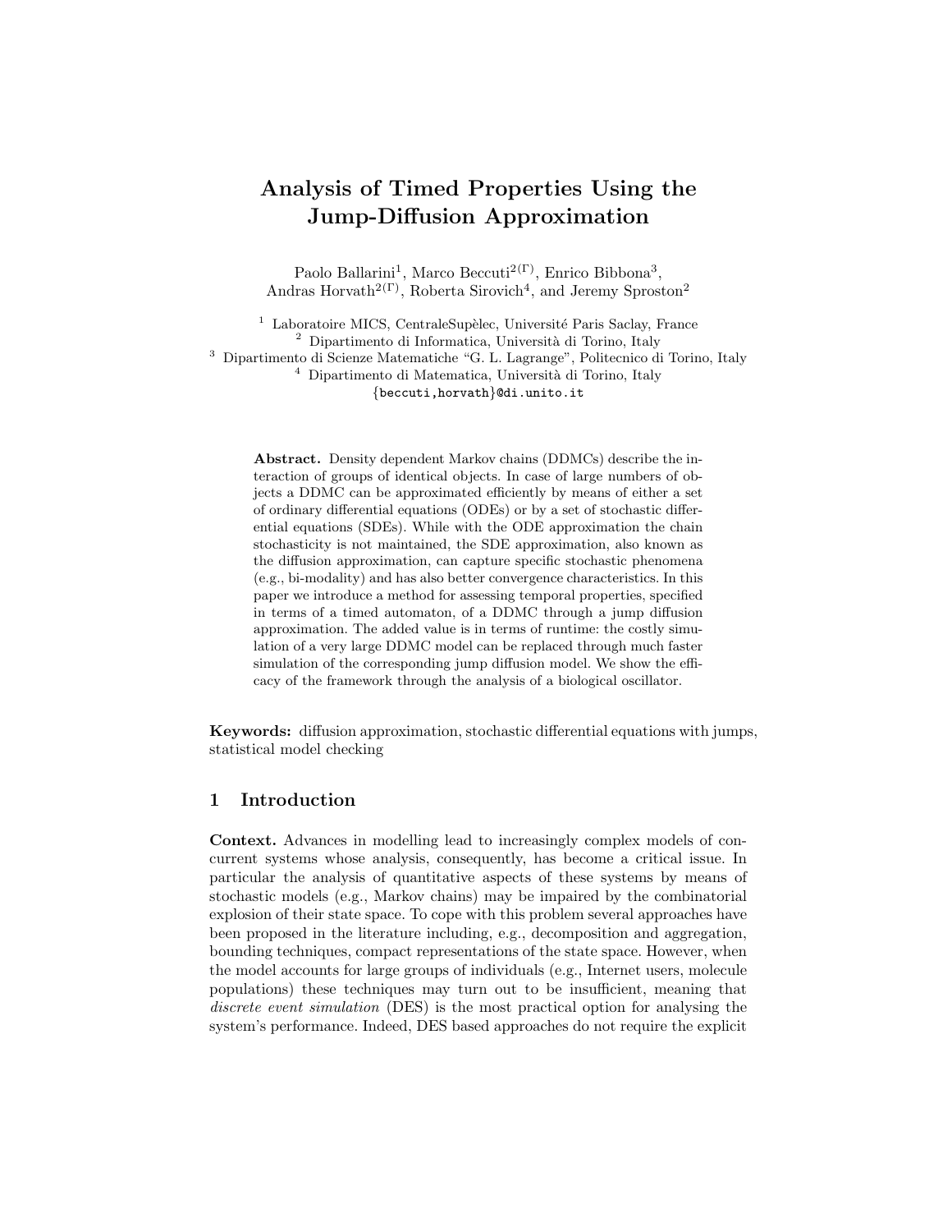# Analysis of Timed Properties Using the Jump-Diffusion Approximation

Paolo Ballarini[1], Marco Beccuti[2(✉)], Enrico Bibbona[3], Andras Horvath[2(✉)], Roberta Sirovich[4], and Jeremy Sproston[2]

[1] Laboratoire MICS, CentraleSupèlec, Université Paris Saclay, France
[2] Dipartimento di Informatica, Università di Torino, Italy
[3] Dipartimento di Scienze Matematiche "G. L. Lagrange", Politecnico di Torino, Italy
[4] Dipartimento di Matematica, Università di Torino, Italy
{beccuti,horvath}@di.unito.it

**Abstract.** Density dependent Markov chains (DDMCs) describe the interaction of groups of identical objects. In case of large numbers of objects a DDMC can be approximated efficiently by means of either a set of ordinary differential equations (ODEs) or by a set of stochastic differential equations (SDEs). While with the ODE approximation the chain stochasticity is not maintained, the SDE approximation, also known as the diffusion approximation, can capture specific stochastic phenomena (e.g., bi-modality) and has also better convergence characteristics. In this paper we introduce a method for assessing temporal properties, specified in terms of a timed automaton, of a DDMC through a jump diffusion approximation. The added value is in terms of runtime: the costly simulation of a very large DDMC model can be replaced through much faster simulation of the corresponding jump diffusion model. We show the efficacy of the framework through the analysis of a biological oscillator.

**Keywords:** diffusion approximation, stochastic differential equations with jumps, statistical model checking

## 1 Introduction

**Context.** Advances in modelling lead to increasingly complex models of concurrent systems whose analysis, consequently, has become a critical issue. In particular the analysis of quantitative aspects of these systems by means of stochastic models (e.g., Markov chains) may be impaired by the combinatorial explosion of their state space. To cope with this problem several approaches have been proposed in the literature including, e.g., decomposition and aggregation, bounding techniques, compact representations of the state space. However, when the model accounts for large groups of individuals (e.g., Internet users, molecule populations) these techniques may turn out to be insufficient, meaning that *discrete event simulation* (DES) is the most practical option for analysing the system's performance. Indeed, DES based approaches do not require the explicit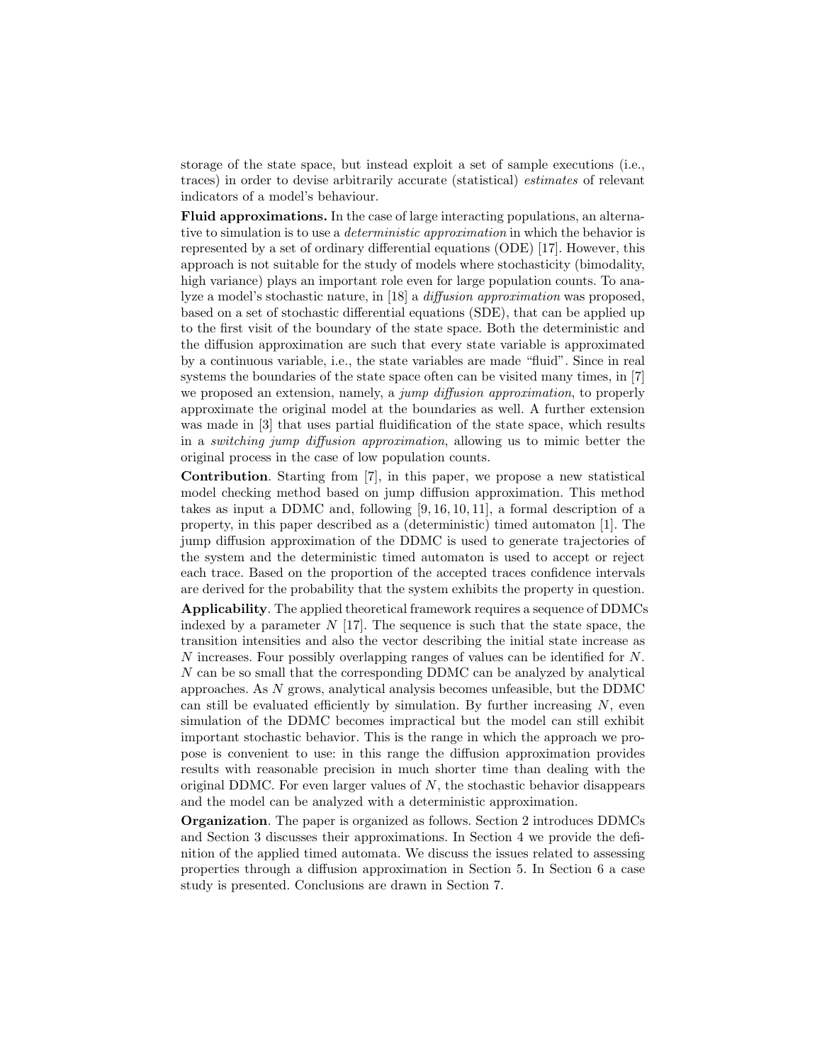storage of the state space, but instead exploit a set of sample executions (i.e., traces) in order to devise arbitrarily accurate (statistical) *estimates* of relevant indicators of a model's behaviour.

**Fluid approximations.** In the case of large interacting populations, an alternative to simulation is to use a *deterministic approximation* in which the behavior is represented by a set of ordinary differential equations (ODE) [17]. However, this approach is not suitable for the study of models where stochasticity (bimodality, high variance) plays an important role even for large population counts. To analyze a model's stochastic nature, in [18] a *diffusion approximation* was proposed, based on a set of stochastic differential equations (SDE), that can be applied up to the first visit of the boundary of the state space. Both the deterministic and the diffusion approximation are such that every state variable is approximated by a continuous variable, i.e., the state variables are made "fluid". Since in real systems the boundaries of the state space often can be visited many times, in [7] we proposed an extension, namely, a *jump diffusion approximation*, to properly approximate the original model at the boundaries as well. A further extension was made in [3] that uses partial fluidification of the state space, which results in a *switching jump diffusion approximation*, allowing us to mimic better the original process in the case of low population counts.

**Contribution**. Starting from [7], in this paper, we propose a new statistical model checking method based on jump diffusion approximation. This method takes as input a DDMC and, following [9, 16, 10, 11], a formal description of a property, in this paper described as a (deterministic) timed automaton [1]. The jump diffusion approximation of the DDMC is used to generate trajectories of the system and the deterministic timed automaton is used to accept or reject each trace. Based on the proportion of the accepted traces confidence intervals are derived for the probability that the system exhibits the property in question.

**Applicability**. The applied theoretical framework requires a sequence of DDMCs indexed by a parameter $N$ [17]. The sequence is such that the state space, the transition intensities and also the vector describing the initial state increase as $N$ increases. Four possibly overlapping ranges of values can be identified for $N$. $N$ can be so small that the corresponding DDMC can be analyzed by analytical approaches. As $N$ grows, analytical analysis becomes unfeasible, but the DDMC can still be evaluated efficiently by simulation. By further increasing $N$, even simulation of the DDMC becomes impractical but the model can still exhibit important stochastic behavior. This is the range in which the approach we propose is convenient to use: in this range the diffusion approximation provides results with reasonable precision in much shorter time than dealing with the original DDMC. For even larger values of $N$, the stochastic behavior disappears and the model can be analyzed with a deterministic approximation.

**Organization**. The paper is organized as follows. Section 2 introduces DDMCs and Section 3 discusses their approximations. In Section 4 we provide the definition of the applied timed automata. We discuss the issues related to assessing properties through a diffusion approximation in Section 5. In Section 6 a case study is presented. Conclusions are drawn in Section 7.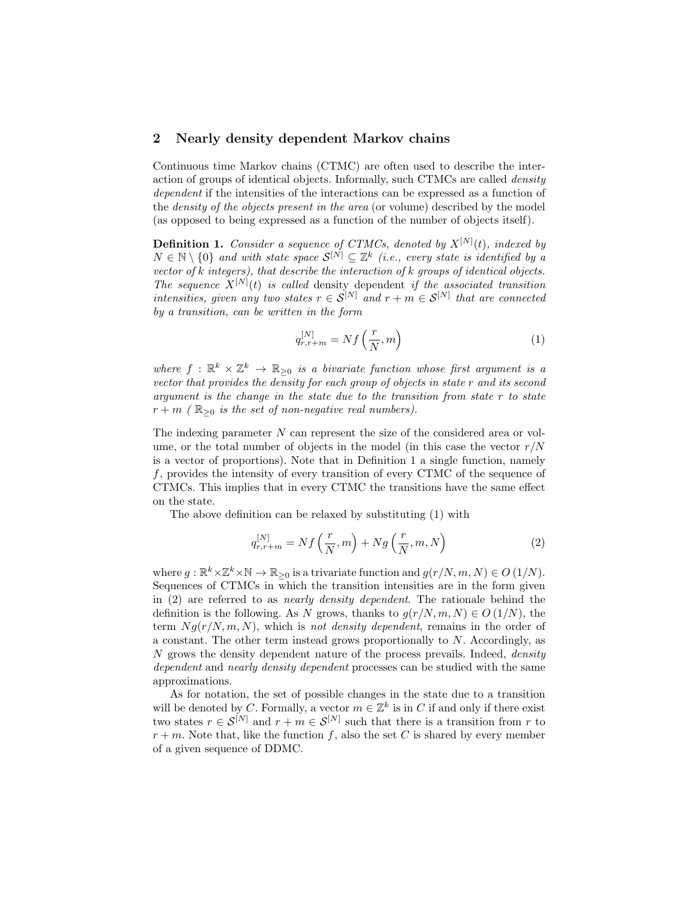## 2 Nearly density dependent Markov chains

Continuous time Markov chains (CTMC) are often used to describe the interaction of groups of identical objects. Informally, such CTMCs are called *density dependent* if the intensities of the interactions can be expressed as a function of the *density of the objects present in the area* (or volume) described by the model (as opposed to being expressed as a function of the number of objects itself).

**Definition 1.** *Consider a sequence of CTMCs, denoted by $X^{[N]}(t)$, indexed by $N \in \mathbb{N} \setminus \{0\}$ and with state space $\mathcal{S}^{[N]} \subseteq \mathbb{Z}^k$ (i.e., every state is identified by a vector of k integers), that describe the interaction of k groups of identical objects. The sequence $X^{[N]}(t)$ is called* density dependent *if the associated transition intensities, given any two states $r \in \mathcal{S}^{[N]}$ and $r + m \in \mathcal{S}^{[N]}$ that are connected by a transition, can be written in the form*

$$q^{[N]}_{r,r+m} = Nf\left(\frac{r}{N}, m\right) \tag{1}$$

*where $f : \mathbb{R}^k \times \mathbb{Z}^k \to \mathbb{R}_{\geq 0}$ is a bivariate function whose first argument is a vector that provides the density for each group of objects in state r and its second argument is the change in the state due to the transition from state r to state $r + m$ ( $\mathbb{R}_{\geq 0}$ is the set of non-negative real numbers).*

The indexing parameter $N$ can represent the size of the considered area or volume, or the total number of objects in the model (in this case the vector $r/N$ is a vector of proportions). Note that in Definition 1 a single function, namely $f$, provides the intensity of every transition of every CTMC of the sequence of CTMCs. This implies that in every CTMC the transitions have the same effect on the state.

The above definition can be relaxed by substituting (1) with

$$q^{[N]}_{r,r+m} = Nf\left(\frac{r}{N}, m\right) + Ng\left(\frac{r}{N}, m, N\right) \tag{2}$$

where $g : \mathbb{R}^k \times \mathbb{Z}^k \times \mathbb{N} \to \mathbb{R}_{\geq 0}$ is a trivariate function and $g(r/N, m, N) \in O(1/N)$. Sequences of CTMCs in which the transition intensities are in the form given in (2) are referred to as *nearly density dependent*. The rationale behind the definition is the following. As $N$ grows, thanks to $g(r/N, m, N) \in O(1/N)$, the term $Ng(r/N, m, N)$, which is *not density dependent*, remains in the order of a constant. The other term instead grows proportionally to $N$. Accordingly, as $N$ grows the density dependent nature of the process prevails. Indeed, *density dependent* and *nearly density dependent* processes can be studied with the same approximations.

As for notation, the set of possible changes in the state due to a transition will be denoted by $C$. Formally, a vector $m \in \mathbb{Z}^k$ is in $C$ if and only if there exist two states $r \in \mathcal{S}^{[N]}$ and $r + m \in \mathcal{S}^{[N]}$ such that there is a transition from $r$ to $r + m$. Note that, like the function $f$, also the set $C$ is shared by every member of a given sequence of DDMC.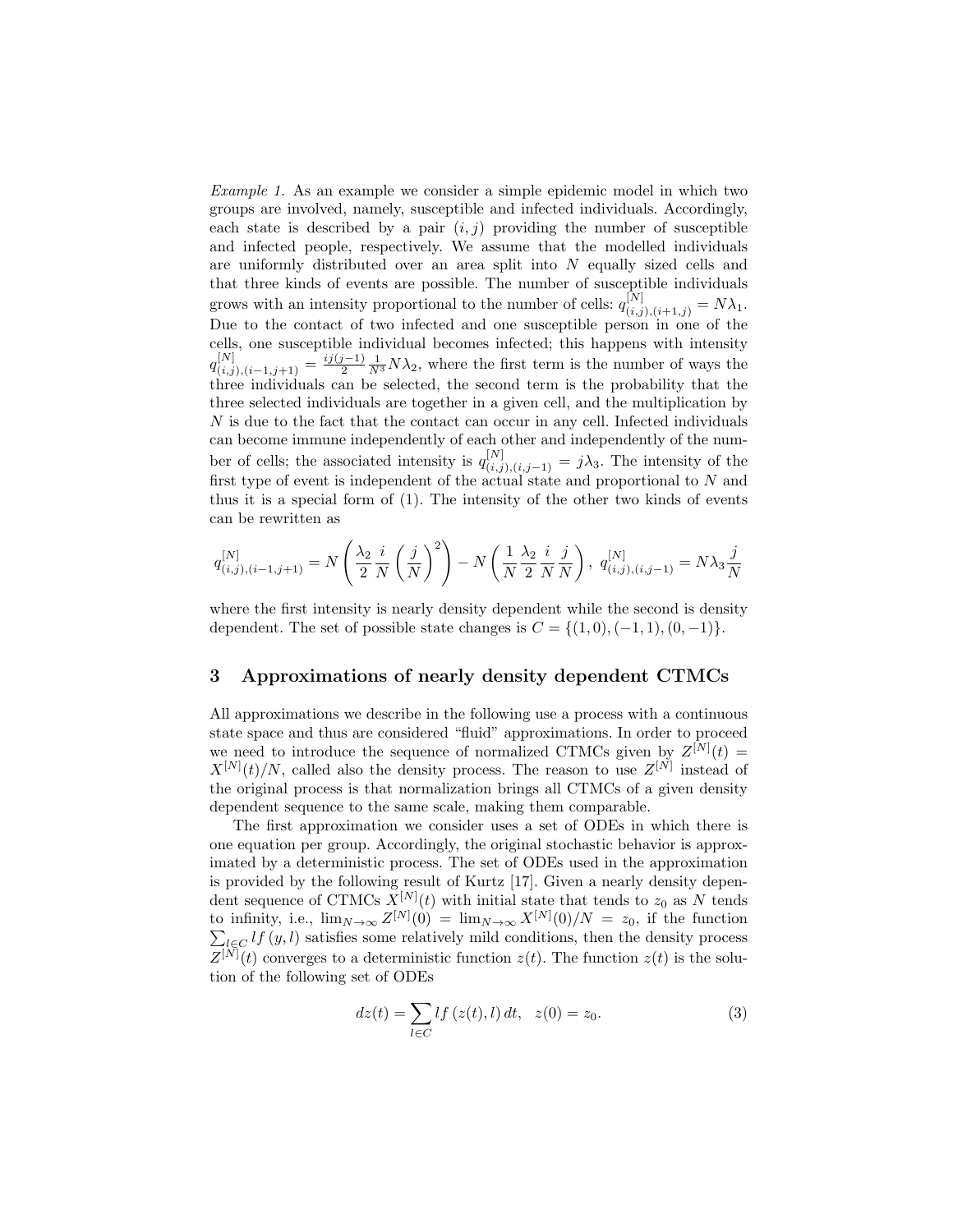*Example 1.* As an example we consider a simple epidemic model in which two groups are involved, namely, susceptible and infected individuals. Accordingly, each state is described by a pair $(i, j)$ providing the number of susceptible and infected people, respectively. We assume that the modelled individuals are uniformly distributed over an area split into $N$ equally sized cells and that three kinds of events are possible. The number of susceptible individuals grows with an intensity proportional to the number of cells: $q^{[N]}_{(i,j),(i+1,j)} = N\lambda_1$. Due to the contact of two infected and one susceptible person in one of the cells, one susceptible individual becomes infected; this happens with intensity $q^{[N]}_{(i,j),(i-1,j+1)} = \frac{ij(j-1)}{2}\frac{1}{N^3}N\lambda_2$, where the first term is the number of ways the three individuals can be selected, the second term is the probability that the three selected individuals are together in a given cell, and the multiplication by $N$ is due to the fact that the contact can occur in any cell. Infected individuals can become immune independently of each other and independently of the number of cells; the associated intensity is $q^{[N]}_{(i,j),(i,j-1)} = j\lambda_3$. The intensity of the first type of event is independent of the actual state and proportional to $N$ and thus it is a special form of (1). The intensity of the other two kinds of events can be rewritten as

$$q^{[N]}_{(i,j),(i-1,j+1)} = N\left(\frac{\lambda_2}{2}\frac{i}{N}\left(\frac{j}{N}\right)^2\right) - N\left(\frac{1}{N}\frac{\lambda_2}{2}\frac{i}{N}\frac{j}{N}\right),\ q^{[N]}_{(i,j),(i,j-1)} = N\lambda_3\frac{j}{N}$$

where the first intensity is nearly density dependent while the second is density dependent. The set of possible state changes is $C = \{(1,0), (-1,1), (0,-1)\}$.

## 3 Approximations of nearly density dependent CTMCs

All approximations we describe in the following use a process with a continuous state space and thus are considered "fluid" approximations. In order to proceed we need to introduce the sequence of normalized CTMCs given by $Z^{[N]}(t) = X^{[N]}(t)/N$, called also the density process. The reason to use $Z^{[N]}$ instead of the original process is that normalization brings all CTMCs of a given density dependent sequence to the same scale, making them comparable.

The first approximation we consider uses a set of ODEs in which there is one equation per group. Accordingly, the original stochastic behavior is approximated by a deterministic process. The set of ODEs used in the approximation is provided by the following result of Kurtz [17]. Given a nearly density dependent sequence of CTMCs $X^{[N]}(t)$ with initial state that tends to $z_0$ as $N$ tends to infinity, i.e., $\lim_{N\to\infty} Z^{[N]}(0) = \lim_{N\to\infty} X^{[N]}(0)/N = z_0$, if the function $\sum_{l\in C} lf(y,l)$ satisfies some relatively mild conditions, then the density process $Z^{[N]}(t)$ converges to a deterministic function $z(t)$. The function $z(t)$ is the solution of the following set of ODEs

$$dz(t) = \sum_{l\in C} lf(z(t), l)\, dt, \quad z(0) = z_0. \tag{3}$$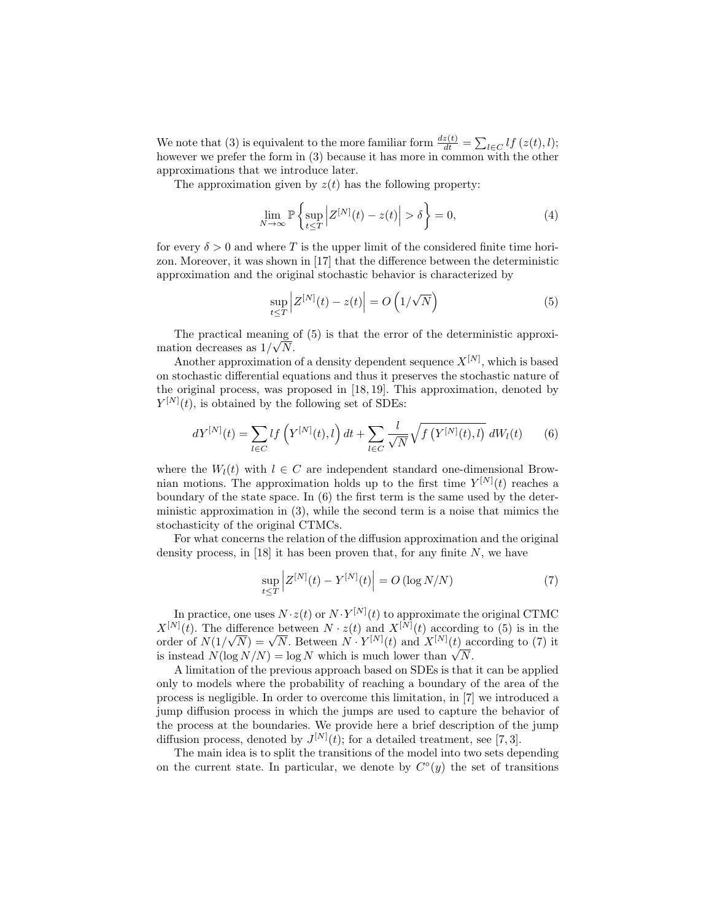We note that (3) is equivalent to the more familiar form $\frac{dz(t)}{dt} = \sum_{l \in C} l f(z(t), l)$; however we prefer the form in (3) because it has more in common with the other approximations that we introduce later.

The approximation given by $z(t)$ has the following property:

$$\lim_{N \to \infty} \mathbb{P}\left\{ \sup_{t \leq T} \left| Z^{[N]}(t) - z(t) \right| > \delta \right\} = 0, \tag{4}$$

for every $\delta > 0$ and where $T$ is the upper limit of the considered finite time horizon. Moreover, it was shown in [17] that the difference between the deterministic approximation and the original stochastic behavior is characterized by

$$\sup_{t \leq T} \left| Z^{[N]}(t) - z(t) \right| = O\left(1/\sqrt{N}\right) \tag{5}$$

The practical meaning of (5) is that the error of the deterministic approximation decreases as $1/\sqrt{N}$.

Another approximation of a density dependent sequence $X^{[N]}$, which is based on stochastic differential equations and thus it preserves the stochastic nature of the original process, was proposed in [18, 19]. This approximation, denoted by $Y^{[N]}(t)$, is obtained by the following set of SDEs:

$$dY^{[N]}(t) = \sum_{l \in C} l f\left(Y^{[N]}(t), l\right) dt + \sum_{l \in C} \frac{l}{\sqrt{N}} \sqrt{f\left(Y^{[N]}(t), l\right)}\, dW_l(t) \tag{6}$$

where the $W_l(t)$ with $l \in C$ are independent standard one-dimensional Brownian motions. The approximation holds up to the first time $Y^{[N]}(t)$ reaches a boundary of the state space. In (6) the first term is the same used by the deterministic approximation in (3), while the second term is a noise that mimics the stochasticity of the original CTMCs.

For what concerns the relation of the diffusion approximation and the original density process, in [18] it has been proven that, for any finite $N$, we have

$$\sup_{t \leq T} \left| Z^{[N]}(t) - Y^{[N]}(t) \right| = O\left(\log N / N\right) \tag{7}$$

In practice, one uses $N \cdot z(t)$ or $N \cdot Y^{[N]}(t)$ to approximate the original CTMC $X^{[N]}(t)$. The difference between $N \cdot z(t)$ and $X^{[N]}(t)$ according to (5) is in the order of $N(1/\sqrt{N}) = \sqrt{N}$. Between $N \cdot Y^{[N]}(t)$ and $X^{[N]}(t)$ according to (7) it is instead $N(\log N/N) = \log N$ which is much lower than $\sqrt{N}$.

A limitation of the previous approach based on SDEs is that it can be applied only to models where the probability of reaching a boundary of the area of the process is negligible. In order to overcome this limitation, in [7] we introduced a jump diffusion process in which the jumps are used to capture the behavior of the process at the boundaries. We provide here a brief description of the jump diffusion process, denoted by $J^{[N]}(t)$; for a detailed treatment, see [7, 3].

The main idea is to split the transitions of the model into two sets depending on the current state. In particular, we denote by $C^{\circ}(y)$ the set of transitions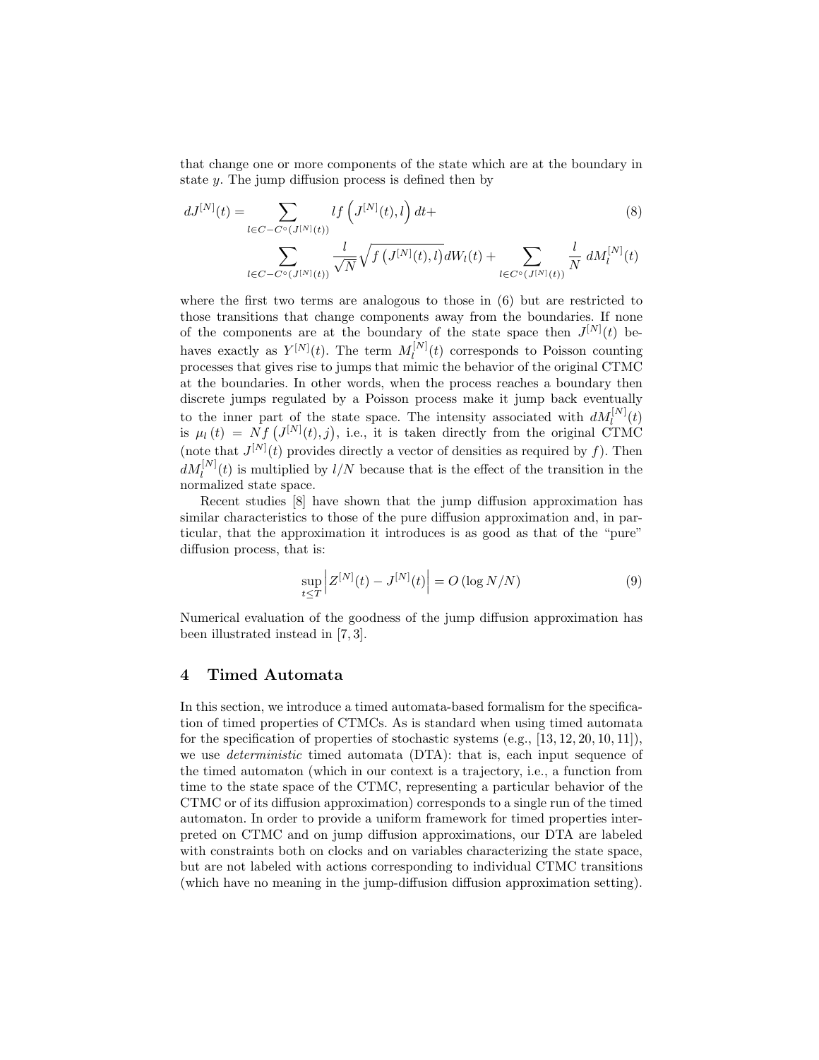that change one or more components of the state which are at the boundary in state $y$. The jump diffusion process is defined then by

$$
\begin{aligned}
dJ^{[N]}(t) = & \sum_{l \in C - C^{\circ}(J^{[N]}(t))} l f\left(J^{[N]}(t), l\right) dt + \\
& \sum_{l \in C - C^{\circ}(J^{[N]}(t))} \frac{l}{\sqrt{N}} \sqrt{f\left(J^{[N]}(t), l\right)} dW_l(t) + \sum_{l \in C^{\circ}(J^{[N]}(t))} \frac{l}{N} \, dM_l^{[N]}(t)
\end{aligned}
\tag{8}
$$

where the first two terms are analogous to those in (6) but are restricted to those transitions that change components away from the boundaries. If none of the components are at the boundary of the state space then $J^{[N]}(t)$ behaves exactly as $Y^{[N]}(t)$. The term $M_l^{[N]}(t)$ corresponds to Poisson counting processes that gives rise to jumps that mimic the behavior of the original CTMC at the boundaries. In other words, when the process reaches a boundary then discrete jumps regulated by a Poisson process make it jump back eventually to the inner part of the state space. The intensity associated with $dM_l^{[N]}(t)$ is $\mu_l(t) = N f\left(J^{[N]}(t), j\right)$, i.e., it is taken directly from the original CTMC (note that $J^{[N]}(t)$ provides directly a vector of densities as required by $f$). Then $dM_l^{[N]}(t)$ is multiplied by $l/N$ because that is the effect of the transition in the normalized state space.

Recent studies [8] have shown that the jump diffusion approximation has similar characteristics to those of the pure diffusion approximation and, in particular, that the approximation it introduces is as good as that of the "pure" diffusion process, that is:

$$
\sup_{t \le T} \left| Z^{[N]}(t) - J^{[N]}(t) \right| = O\left(\log N / N\right) \tag{9}
$$

Numerical evaluation of the goodness of the jump diffusion approximation has been illustrated instead in [7, 3].

## 4 Timed Automata

In this section, we introduce a timed automata-based formalism for the specification of timed properties of CTMCs. As is standard when using timed automata for the specification of properties of stochastic systems (e.g., [13, 12, 20, 10, 11]), we use *deterministic* timed automata (DTA): that is, each input sequence of the timed automaton (which in our context is a trajectory, i.e., a function from time to the state space of the CTMC, representing a particular behavior of the CTMC or of its diffusion approximation) corresponds to a single run of the timed automaton. In order to provide a uniform framework for timed properties interpreted on CTMC and on jump diffusion approximations, our DTA are labeled with constraints both on clocks and on variables characterizing the state space, but are not labeled with actions corresponding to individual CTMC transitions (which have no meaning in the jump-diffusion diffusion approximation setting).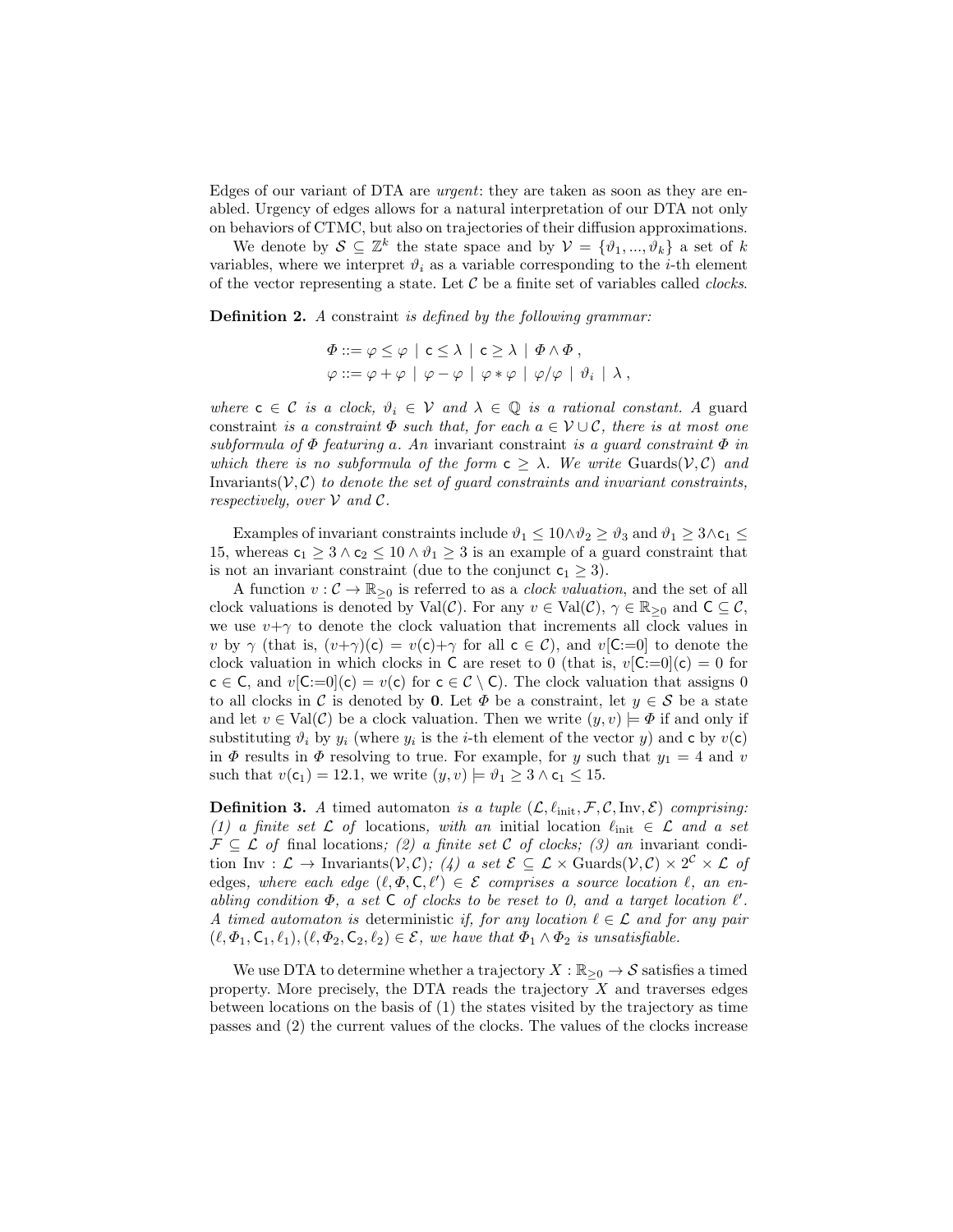Edges of our variant of DTA are *urgent*: they are taken as soon as they are enabled. Urgency of edges allows for a natural interpretation of our DTA not only on behaviors of CTMC, but also on trajectories of their diffusion approximations.

We denote by $\mathcal{S} \subseteq \mathbb{Z}^k$ the state space and by $\mathcal{V} = \{\vartheta_1, ..., \vartheta_k\}$ a set of $k$ variables, where we interpret $\vartheta_i$ as a variable corresponding to the $i$-th element of the vector representing a state. Let $\mathcal{C}$ be a finite set of variables called *clocks*.

**Definition 2.** *A* constraint *is defined by the following grammar:*

$$\Phi ::= \varphi \leq \varphi \mid \mathsf{c} \leq \lambda \mid \mathsf{c} \geq \lambda \mid \Phi \wedge \Phi \,,$$
$$\varphi ::= \varphi + \varphi \mid \varphi - \varphi \mid \varphi * \varphi \mid \varphi / \varphi \mid \vartheta_i \mid \lambda \,,$$

*where* $\mathsf{c} \in \mathcal{C}$ *is a clock,* $\vartheta_i \in \mathcal{V}$ *and* $\lambda \in \mathbb{Q}$ *is a rational constant. A* guard constraint *is a constraint* $\Phi$ *such that, for each* $a \in \mathcal{V} \cup \mathcal{C}$*, there is at most one subformula of* $\Phi$ *featuring* $a$*. An* invariant constraint *is a guard constraint* $\Phi$ *in which there is no subformula of the form* $\mathsf{c} \geq \lambda$*. We write* $\mathrm{Guards}(\mathcal{V}, \mathcal{C})$ *and* $\mathrm{Invariants}(\mathcal{V}, \mathcal{C})$ *to denote the set of guard constraints and invariant constraints, respectively, over* $\mathcal{V}$ *and* $\mathcal{C}$*.*

Examples of invariant constraints include $\vartheta_1 \leq 10 \wedge \vartheta_2 \geq \vartheta_3$ and $\vartheta_1 \geq 3 \wedge \mathsf{c}_1 \leq 15$, whereas $\mathsf{c}_1 \geq 3 \wedge \mathsf{c}_2 \leq 10 \wedge \vartheta_1 \geq 3$ is an example of a guard constraint that is not an invariant constraint (due to the conjunct $\mathsf{c}_1 \geq 3$).

A function $v : \mathcal{C} \to \mathbb{R}_{\geq 0}$ is referred to as a *clock valuation*, and the set of all clock valuations is denoted by $\mathrm{Val}(\mathcal{C})$. For any $v \in \mathrm{Val}(\mathcal{C})$, $\gamma \in \mathbb{R}_{\geq 0}$ and $\mathsf{C} \subseteq \mathcal{C}$, we use $v+\gamma$ to denote the clock valuation that increments all clock values in $v$ by $\gamma$ (that is, $(v+\gamma)(\mathsf{c}) = v(\mathsf{c})+\gamma$ for all $\mathsf{c} \in \mathcal{C}$), and $v[\mathsf{C}{:=}0]$ to denote the clock valuation in which clocks in $\mathsf{C}$ are reset to 0 (that is, $v[\mathsf{C}{:=}0](\mathsf{c}) = 0$ for $\mathsf{c} \in \mathsf{C}$, and $v[\mathsf{C}{:=}0](\mathsf{c}) = v(\mathsf{c})$ for $\mathsf{c} \in \mathcal{C} \setminus \mathsf{C}$). The clock valuation that assigns 0 to all clocks in $\mathcal{C}$ is denoted by $\mathbf{0}$. Let $\Phi$ be a constraint, let $y \in \mathcal{S}$ be a state and let $v \in \mathrm{Val}(\mathcal{C})$ be a clock valuation. Then we write $(y, v) \models \Phi$ if and only if substituting $\vartheta_i$ by $y_i$ (where $y_i$ is the $i$-th element of the vector $y$) and $\mathsf{c}$ by $v(\mathsf{c})$ in $\Phi$ results in $\Phi$ resolving to true. For example, for $y$ such that $y_1 = 4$ and $v$ such that $v(\mathsf{c}_1) = 12.1$, we write $(y, v) \models \vartheta_1 \geq 3 \wedge \mathsf{c}_1 \leq 15$.

**Definition 3.** *A* timed automaton *is a tuple* $(\mathcal{L}, \ell_{\mathrm{init}}, \mathcal{F}, \mathcal{C}, \mathrm{Inv}, \mathcal{E})$ *comprising: (1) a finite set* $\mathcal{L}$ *of* locations*, with an* initial location $\ell_{\mathrm{init}} \in \mathcal{L}$ *and a set* $\mathcal{F} \subseteq \mathcal{L}$ *of* final locations*; (2) a finite set* $\mathcal{C}$ *of clocks; (3) an* invariant condition $\mathrm{Inv} : \mathcal{L} \to \mathrm{Invariants}(\mathcal{V}, \mathcal{C})$*; (4) a set* $\mathcal{E} \subseteq \mathcal{L} \times \mathrm{Guards}(\mathcal{V}, \mathcal{C}) \times 2^{\mathcal{C}} \times \mathcal{L}$ *of* edges*, where each edge* $(\ell, \Phi, \mathsf{C}, \ell') \in \mathcal{E}$ *comprises a source location* $\ell$*, an enabling condition* $\Phi$*, a set* $\mathsf{C}$ *of clocks to be reset to 0, and a target location* $\ell'$*. A timed automaton is* deterministic *if, for any location* $\ell \in \mathcal{L}$ *and for any pair* $(\ell, \Phi_1, \mathsf{C}_1, \ell_1), (\ell, \Phi_2, \mathsf{C}_2, \ell_2) \in \mathcal{E}$*, we have that* $\Phi_1 \wedge \Phi_2$ *is unsatisfiable.*

We use DTA to determine whether a trajectory $X : \mathbb{R}_{\geq 0} \to \mathcal{S}$ satisfies a timed property. More precisely, the DTA reads the trajectory $X$ and traverses edges between locations on the basis of (1) the states visited by the trajectory as time passes and (2) the current values of the clocks. The values of the clocks increase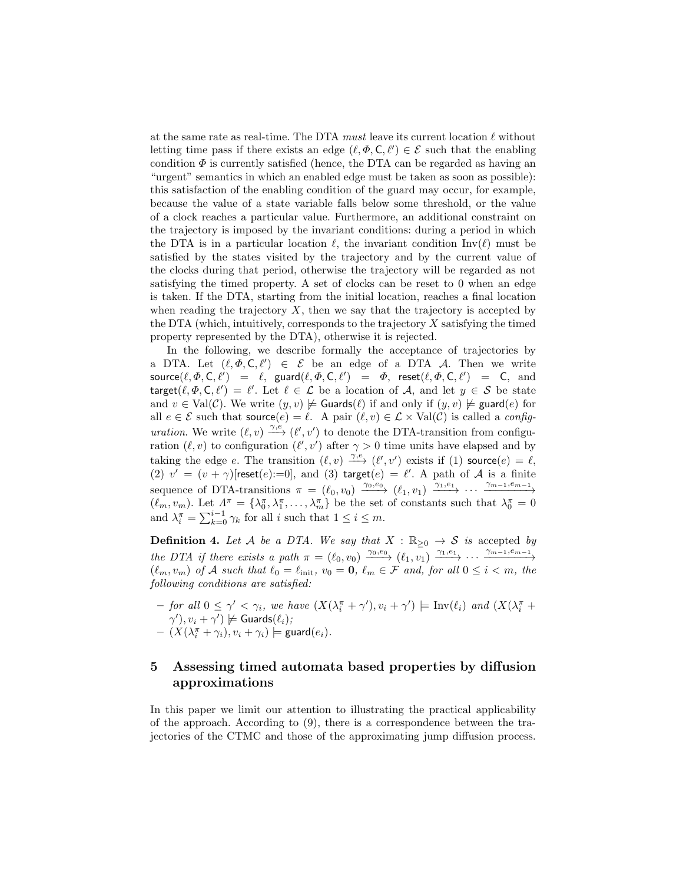at the same rate as real-time. The DTA *must* leave its current location $\ell$ without letting time pass if there exists an edge $(\ell, \Phi, \mathsf{C}, \ell') \in \mathcal{E}$ such that the enabling condition $\Phi$ is currently satisfied (hence, the DTA can be regarded as having an "urgent" semantics in which an enabled edge must be taken as soon as possible): this satisfaction of the enabling condition of the guard may occur, for example, because the value of a state variable falls below some threshold, or the value of a clock reaches a particular value. Furthermore, an additional constraint on the trajectory is imposed by the invariant conditions: during a period in which the DTA is in a particular location $\ell$, the invariant condition $\mathrm{Inv}(\ell)$ must be satisfied by the states visited by the trajectory and by the current value of the clocks during that period, otherwise the trajectory will be regarded as not satisfying the timed property. A set of clocks can be reset to 0 when an edge is taken. If the DTA, starting from the initial location, reaches a final location when reading the trajectory $X$, then we say that the trajectory is accepted by the DTA (which, intuitively, corresponds to the trajectory $X$ satisfying the timed property represented by the DTA), otherwise it is rejected.

In the following, we describe formally the acceptance of trajectories by a DTA. Let $(\ell, \Phi, \mathsf{C}, \ell') \in \mathcal{E}$ be an edge of a DTA $\mathcal{A}$. Then we write $\mathsf{source}(\ell, \Phi, \mathsf{C}, \ell') = \ell$, $\mathsf{guard}(\ell, \Phi, \mathsf{C}, \ell') = \Phi$, $\mathsf{reset}(\ell, \Phi, \mathsf{C}, \ell') = \mathsf{C}$, and $\mathsf{target}(\ell, \Phi, \mathsf{C}, \ell') = \ell'$. Let $\ell \in \mathcal{L}$ be a location of $\mathcal{A}$, and let $y \in \mathcal{S}$ be state and $v \in \mathrm{Val}(\mathcal{C})$. We write $(y, v) \not\models \mathsf{Guards}(\ell)$ if and only if $(y, v) \not\models \mathsf{guard}(e)$ for all $e \in \mathcal{E}$ such that $\mathsf{source}(e) = \ell$. A pair $(\ell, v) \in \mathcal{L} \times \mathrm{Val}(\mathcal{C})$ is called a *configuration*. We write $(\ell, v) \xrightarrow{\gamma, e} (\ell', v')$ to denote the DTA-transition from configuration $(\ell, v)$ to configuration $(\ell', v')$ after $\gamma > 0$ time units have elapsed and by taking the edge $e$. The transition $(\ell, v) \xrightarrow{\gamma, e} (\ell', v')$ exists if (1) $\mathsf{source}(e) = \ell$, (2) $v' = (v + \gamma)[\mathsf{reset}(e){:=}0]$, and (3) $\mathsf{target}(e) = \ell'$. A path of $\mathcal{A}$ is a finite sequence of DTA-transitions $\pi = (\ell_0, v_0) \xrightarrow{\gamma_0, e_0} (\ell_1, v_1) \xrightarrow{\gamma_1, e_1} \cdots \xrightarrow{\gamma_{m-1}, e_{m-1}} (\ell_m, v_m)$. Let $\Lambda^\pi = \{\lambda_0^\pi, \lambda_1^\pi, \ldots, \lambda_m^\pi\}$ be the set of constants such that $\lambda_0^\pi = 0$ and $\lambda_i^\pi = \sum_{k=0}^{i-1} \gamma_k$ for all $i$ such that $1 \leq i \leq m$.

**Definition 4.** *Let $\mathcal{A}$ be a DTA. We say that $X : \mathbb{R}_{\geq 0} \to \mathcal{S}$ is* accepted *by the DTA if there exists a path $\pi = (\ell_0, v_0) \xrightarrow{\gamma_0, e_0} (\ell_1, v_1) \xrightarrow{\gamma_1, e_1} \cdots \xrightarrow{\gamma_{m-1}, e_{m-1}} (\ell_m, v_m)$ of $\mathcal{A}$ such that $\ell_0 = \ell_{\mathrm{init}}$, $v_0 = \mathbf{0}$, $\ell_m \in \mathcal{F}$ and, for all $0 \leq i < m$, the following conditions are satisfied:*

- *for all $0 \leq \gamma' < \gamma_i$, we have $(X(\lambda_i^\pi + \gamma'), v_i + \gamma') \models \mathrm{Inv}(\ell_i)$ and $(X(\lambda_i^\pi + \gamma'), v_i + \gamma') \not\models \mathsf{Guards}(\ell_i)$;*
- *$(X(\lambda_i^\pi + \gamma_i), v_i + \gamma_i) \models \mathsf{guard}(e_i)$.*

## 5 Assessing timed automata based properties by diffusion approximations

In this paper we limit our attention to illustrating the practical applicability of the approach. According to (9), there is a correspondence between the trajectories of the CTMC and those of the approximating jump diffusion process.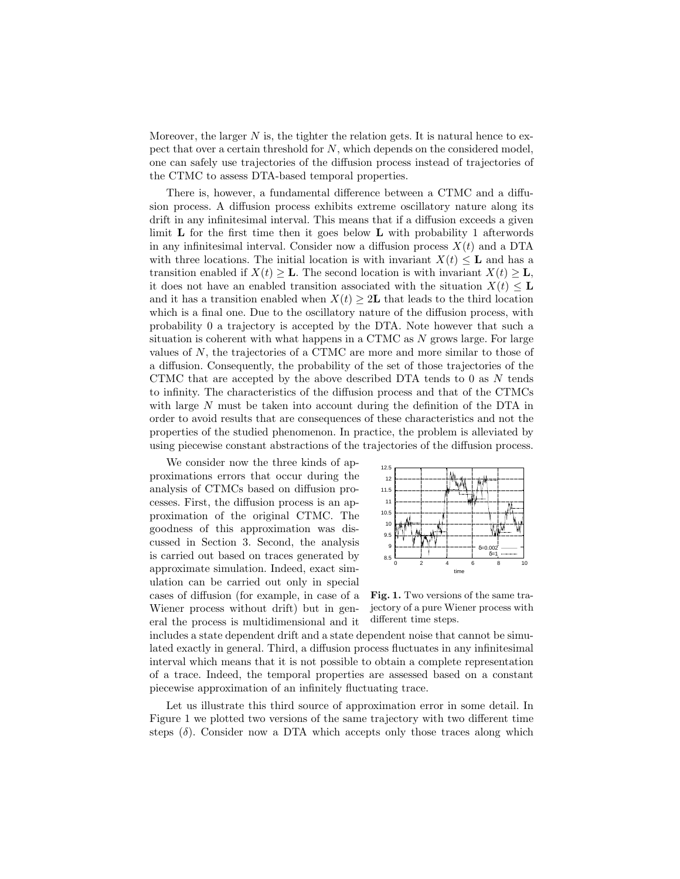Moreover, the larger $N$ is, the tighter the relation gets. It is natural hence to expect that over a certain threshold for $N$, which depends on the considered model, one can safely use trajectories of the diffusion process instead of trajectories of the CTMC to assess DTA-based temporal properties.

There is, however, a fundamental difference between a CTMC and a diffusion process. A diffusion process exhibits extreme oscillatory nature along its drift in any infinitesimal interval. This means that if a diffusion exceeds a given limit $\mathbf{L}$ for the first time then it goes below $\mathbf{L}$ with probability 1 afterwords in any infinitesimal interval. Consider now a diffusion process $X(t)$ and a DTA with three locations. The initial location is with invariant $X(t) \leq \mathbf{L}$ and has a transition enabled if $X(t) \geq \mathbf{L}$. The second location is with invariant $X(t) \geq \mathbf{L}$, it does not have an enabled transition associated with the situation $X(t) \leq \mathbf{L}$ and it has a transition enabled when $X(t) \geq 2\mathbf{L}$ that leads to the third location which is a final one. Due to the oscillatory nature of the diffusion process, with probability 0 a trajectory is accepted by the DTA. Note however that such a situation is coherent with what happens in a CTMC as $N$ grows large. For large values of $N$, the trajectories of a CTMC are more and more similar to those of a diffusion. Consequently, the probability of the set of those trajectories of the CTMC that are accepted by the above described DTA tends to 0 as $N$ tends to infinity. The characteristics of the diffusion process and that of the CTMCs with large $N$ must be taken into account during the definition of the DTA in order to avoid results that are consequences of these characteristics and not the properties of the studied phenomenon. In practice, the problem is alleviated by using piecewise constant abstractions of the trajectories of the diffusion process.

We consider now the three kinds of approximations errors that occur during the analysis of CTMCs based on diffusion processes. First, the diffusion process is an approximation of the original CTMC. The goodness of this approximation was discussed in Section 3. Second, the analysis is carried out based on traces generated by approximate simulation. Indeed, exact simulation can be carried out only in special cases of diffusion (for example, in case of a Wiener process without drift) but in general the process is multidimensional and it includes a state dependent drift and a state dependent noise that cannot be simulated exactly in general. Third, a diffusion process fluctuates in any infinitesimal interval which means that it is not possible to obtain a complete representation of a trace. Indeed, the temporal properties are assessed based on a constant piecewise approximation of an infinitely fluctuating trace.

**Fig. 1.** Two versions of the same trajectory of a pure Wiener process with different time steps.

Let us illustrate this third source of approximation error in some detail. In Figure 1 we plotted two versions of the same trajectory with two different time steps ($\delta$). Consider now a DTA which accepts only those traces along which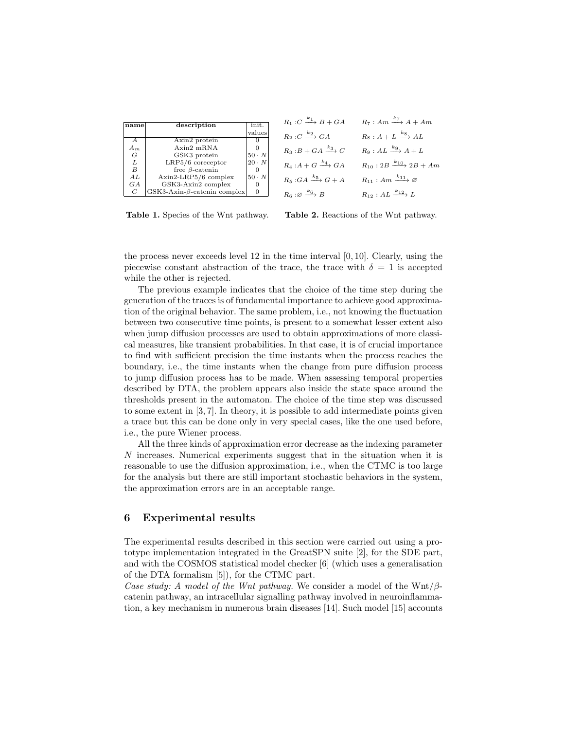| name | description | init. values |
|---|---|---|
| $A$ | Axin2 protein | 0 |
| $A_m$ | Axin2 mRNA | 0 |
| $G$ | GSK3 protein | $50 \cdot N$ |
| $L$ | LRP5/6 coreceptor | $20 \cdot N$ |
| $B$ | free $\beta$-catenin | 0 |
| $AL$ | Axin2-LRP5/6 complex | $50 \cdot N$ |
| $GA$ | GSK3-Axin2 complex | 0 |
| $C$ | GSK3-Axin-$\beta$-catenin complex | 0 |

**Table 1.** Species of the Wnt pathway.

| | |
|---|---|
| $R_1 : C \xrightarrow{k_1} B + GA$ | $R_7 : Am \xrightarrow{k_7} A + Am$ |
| $R_2 : C \xrightarrow{k_2} GA$ | $R_8 : A + L \xrightarrow{k_8} AL$ |
| $R_3 : B + GA \xrightarrow{k_3} C$ | $R_9 : AL \xrightarrow{k_9} A + L$ |
| $R_4 : A + G \xrightarrow{k_4} GA$ | $R_{10} : 2B \xrightarrow{k_{10}} 2B + Am$ |
| $R_5 : GA \xrightarrow{k_5} G + A$ | $R_{11} : Am \xrightarrow{k_{11}} \varnothing$ |
| $R_6 : \varnothing \xrightarrow{k_6} B$ | $R_{12} : AL \xrightarrow{k_{12}} L$ |

**Table 2.** Reactions of the Wnt pathway.

the process never exceeds level 12 in the time interval $[0, 10]$. Clearly, using the piecewise constant abstraction of the trace, the trace with $\delta = 1$ is accepted while the other is rejected.

The previous example indicates that the choice of the time step during the generation of the traces is of fundamental importance to achieve good approximation of the original behavior. The same problem, i.e., not knowing the fluctuation between two consecutive time points, is present to a somewhat lesser extent also when jump diffusion processes are used to obtain approximations of more classical measures, like transient probabilities. In that case, it is of crucial importance to find with sufficient precision the time instants when the process reaches the boundary, i.e., the time instants when the change from pure diffusion process to jump diffusion process has to be made. When assessing temporal properties described by DTA, the problem appears also inside the state space around the thresholds present in the automaton. The choice of the time step was discussed to some extent in [3, 7]. In theory, it is possible to add intermediate points given a trace but this can be done only in very special cases, like the one used before, i.e., the pure Wiener process.

All the three kinds of approximation error decrease as the indexing parameter $N$ increases. Numerical experiments suggest that in the situation when it is reasonable to use the diffusion approximation, i.e., when the CTMC is too large for the analysis but there are still important stochastic behaviors in the system, the approximation errors are in an acceptable range.

## 6 Experimental results

The experimental results described in this section were carried out using a prototype implementation integrated in the GreatSPN suite [2], for the SDE part, and with the COSMOS statistical model checker [6] (which uses a generalisation of the DTA formalism [5]), for the CTMC part.

*Case study: A model of the Wnt pathway.* We consider a model of the Wnt/$\beta$-catenin pathway, an intracellular signalling pathway involved in neuroinflammation, a key mechanism in numerous brain diseases [14]. Such model [15] accounts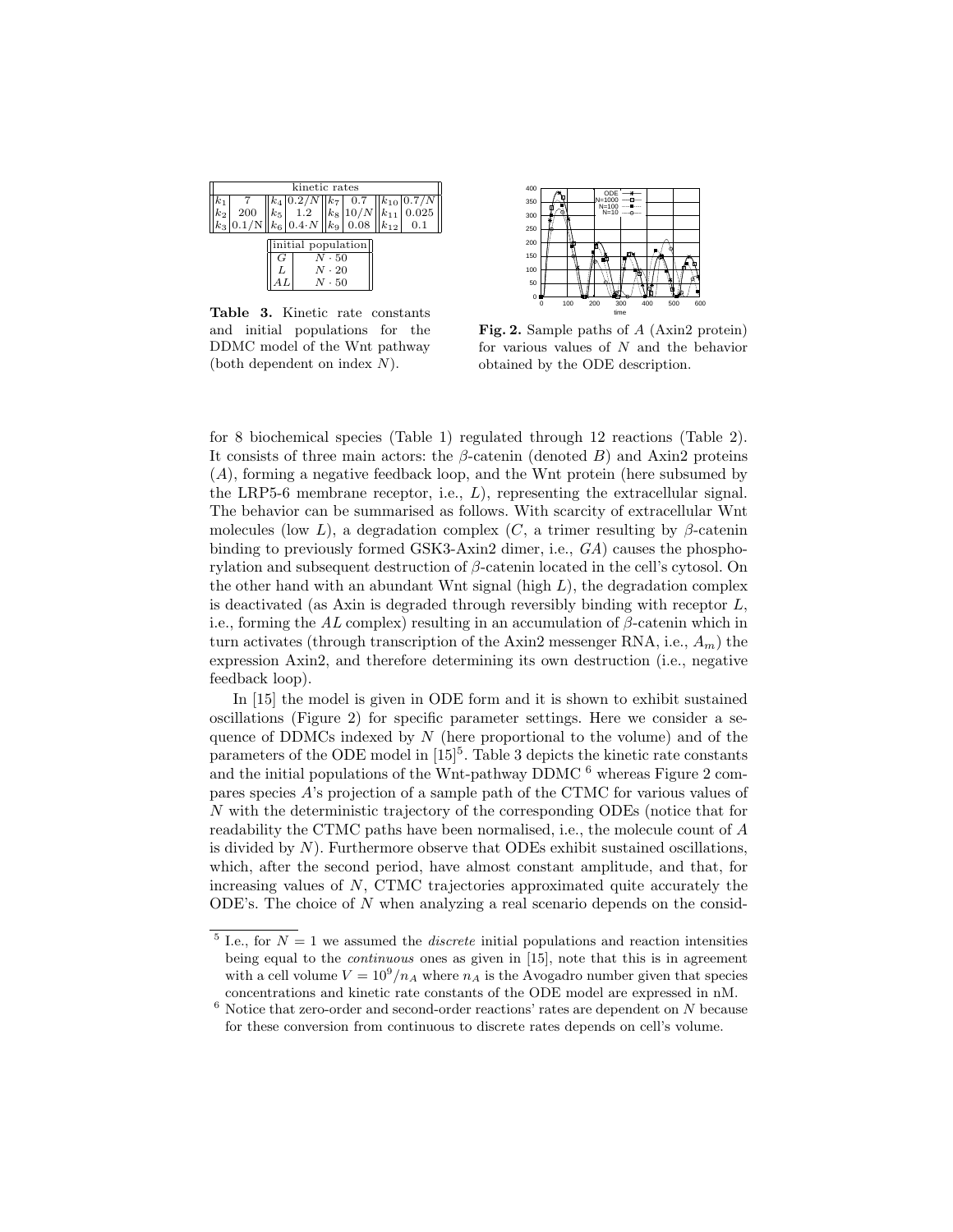| kinetic rates | | | | | | | |
|---|---|---|---|---|---|---|---|
| $k_1$ | 7 | $k_4$ | $0.2/N$ | $k_7$ | 0.7 | $k_{10}$ | $0.7/N$ |
| $k_2$ | 200 | $k_5$ | 1.2 | $k_8$ | $10/N$ | $k_{11}$ | 0.025 |
| $k_3$ | $0.1/N$ | $k_6$ | $0.4 \cdot N$ | $k_9$ | 0.08 | $k_{12}$ | 0.1 |

| initial population | |
|---|---|
| $G$ | $N \cdot 50$ |
| $L$ | $N \cdot 20$ |
| $AL$ | $N \cdot 50$ |

**Table 3.** Kinetic rate constants and initial populations for the DDMC model of the Wnt pathway (both dependent on index $N$).

**Fig. 2.** Sample paths of $A$ (Axin2 protein) for various values of $N$ and the behavior obtained by the ODE description.

for 8 biochemical species (Table 1) regulated through 12 reactions (Table 2). It consists of three main actors: the $\beta$-catenin (denoted $B$) and Axin2 proteins ($A$), forming a negative feedback loop, and the Wnt protein (here subsumed by the LRP5-6 membrane receptor, i.e., $L$), representing the extracellular signal. The behavior can be summarised as follows. With scarcity of extracellular Wnt molecules (low $L$), a degradation complex ($C$, a trimer resulting by $\beta$-catenin binding to previously formed GSK3-Axin2 dimer, i.e., $GA$) causes the phosphorylation and subsequent destruction of $\beta$-catenin located in the cell's cytosol. On the other hand with an abundant Wnt signal (high $L$), the degradation complex is deactivated (as Axin is degraded through reversibly binding with receptor $L$, i.e., forming the $AL$ complex) resulting in an accumulation of $\beta$-catenin which in turn activates (through transcription of the Axin2 messenger RNA, i.e., $A_m$) the expression Axin2, and therefore determining its own destruction (i.e., negative feedback loop).

In [15] the model is given in ODE form and it is shown to exhibit sustained oscillations (Figure 2) for specific parameter settings. Here we consider a sequence of DDMCs indexed by $N$ (here proportional to the volume) and of the parameters of the ODE model in [15][5]. Table 3 depicts the kinetic rate constants and the initial populations of the Wnt-pathway DDMC [6] whereas Figure 2 compares species $A$'s projection of a sample path of the CTMC for various values of $N$ with the deterministic trajectory of the corresponding ODEs (notice that for readability the CTMC paths have been normalised, i.e., the molecule count of $A$ is divided by $N$). Furthermore observe that ODEs exhibit sustained oscillations, which, after the second period, have almost constant amplitude, and that, for increasing values of $N$, CTMC trajectories approximated quite accurately the ODE's. The choice of $N$ when analyzing a real scenario depends on the consid-

[5] I.e., for $N = 1$ we assumed the *discrete* initial populations and reaction intensities being equal to the *continuous* ones as given in [15], note that this is in agreement with a cell volume $V = 10^9/n_A$ where $n_A$ is the Avogadro number given that species concentrations and kinetic rate constants of the ODE model are expressed in nM.

[6] Notice that zero-order and second-order reactions' rates are dependent on $N$ because for these conversion from continuous to discrete rates depends on cell's volume.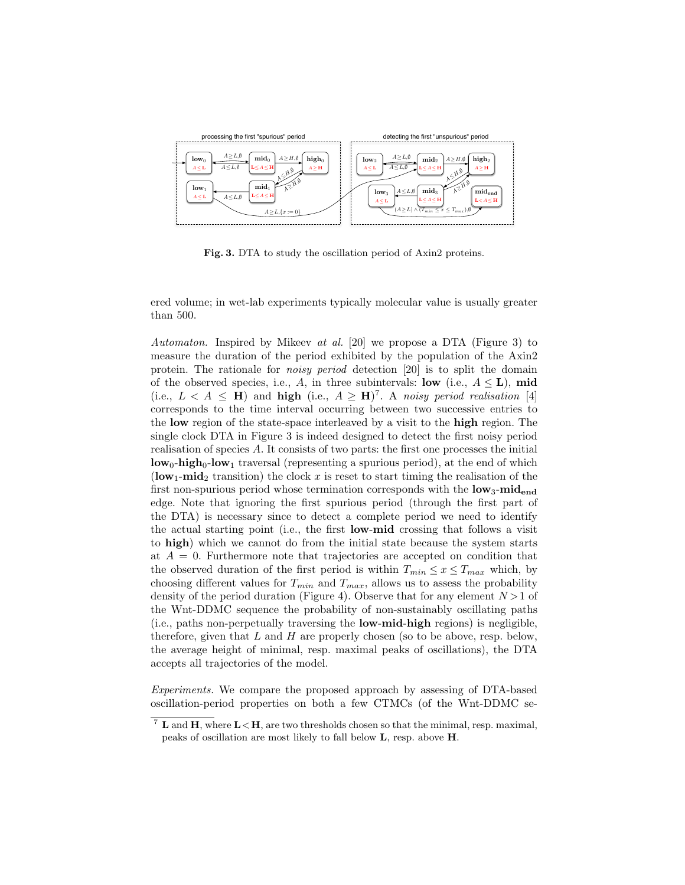**Fig. 3.** DTA to study the oscillation period of Axin2 proteins.

ered volume; in wet-lab experiments typically molecular value is usually greater than 500.

*Automaton.* Inspired by Mikeev *at al.* [20] we propose a DTA (Figure 3) to measure the duration of the period exhibited by the population of the Axin2 protein. The rationale for *noisy period* detection [20] is to split the domain of the observed species, i.e., $A$, in three subintervals: **low** (i.e., $A \leq \mathbf{L}$), **mid** (i.e., $L < A \leq \mathbf{H}$) and **high** (i.e., $A \geq \mathbf{H}$)[7]. A *noisy period realisation* [4] corresponds to the time interval occurring between two successive entries to the **low** region of the state-space interleaved by a visit to the **high** region. The single clock DTA in Figure 3 is indeed designed to detect the first noisy period realisation of species $A$. It consists of two parts: the first one processes the initial $\mathbf{low}_0$-$\mathbf{high}_0$-$\mathbf{low}_1$ traversal (representing a spurious period), at the end of which ($\mathbf{low}_1$-$\mathbf{mid}_2$ transition) the clock $x$ is reset to start timing the realisation of the first non-spurious period whose termination corresponds with the $\mathbf{low}_3$-$\mathbf{mid}_{\mathbf{end}}$ edge. Note that ignoring the first spurious period (through the first part of the DTA) is necessary since to detect a complete period we need to identify the actual starting point (i.e., the first **low-mid** crossing that follows a visit to **high**) which we cannot do from the initial state because the system starts at $A = 0$. Furthermore note that trajectories are accepted on condition that the observed duration of the first period is within $T_{min} \leq x \leq T_{max}$ which, by choosing different values for $T_{min}$ and $T_{max}$, allows us to assess the probability density of the period duration (Figure 4). Observe that for any element $N > 1$ of the Wnt-DDMC sequence the probability of non-sustainably oscillating paths (i.e., paths non-perpetually traversing the **low-mid-high** regions) is negligible, therefore, given that $L$ and $H$ are properly chosen (so to be above, resp. below, the average height of minimal, resp. maximal peaks of oscillations), the DTA accepts all trajectories of the model.

*Experiments.* We compare the proposed approach by assessing of DTA-based oscillation-period properties on both a few CTMCs (of the Wnt-DDMC se-

[7] $\mathbf{L}$ and $\mathbf{H}$, where $\mathbf{L} < \mathbf{H}$, are two thresholds chosen so that the minimal, resp. maximal, peaks of oscillation are most likely to fall below $\mathbf{L}$, resp. above $\mathbf{H}$.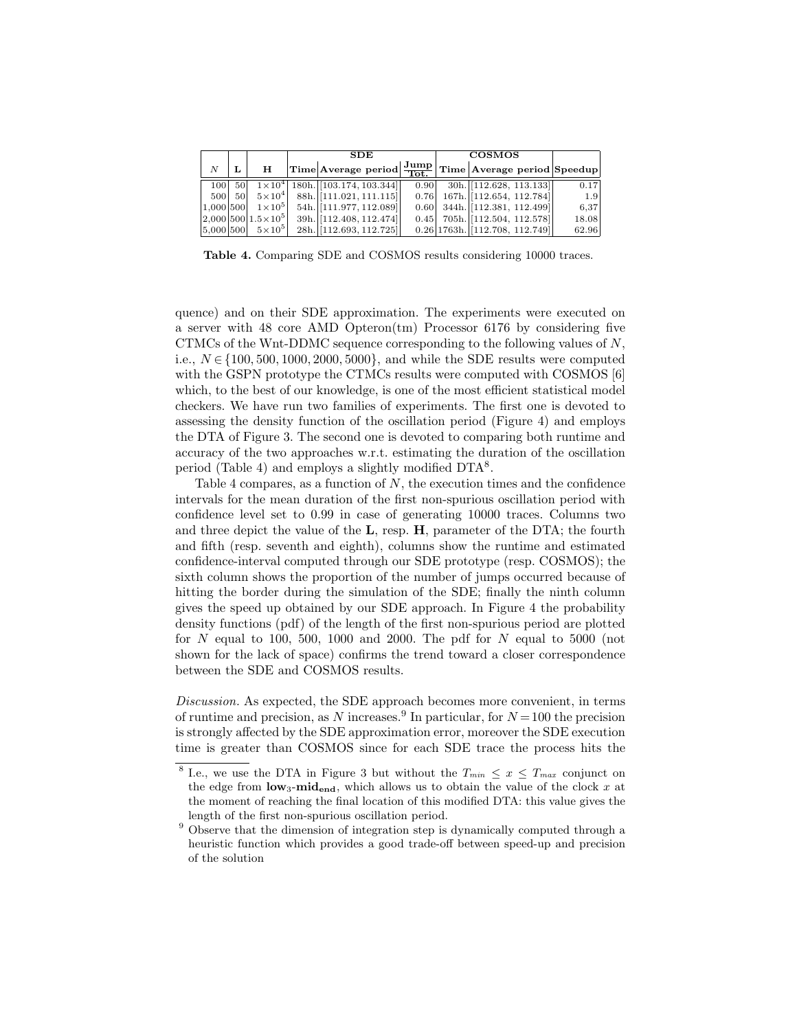| $N$ | **L** | **H** | **SDE** | | | **COSMOS** | | **Speedup** |
|---|---|---|---|---|---|---|---|---|
| | | | **Time** | **Average period** | $\frac{\textbf{Jump}}{\textbf{Tot.}}$ | **Time** | **Average period** | |
| 100 | 50 | $1{\times}10^4$ | 180h. | [103.174, 103.344] | 0.90 | 30h. | [112.628, 113.133] | 0.17 |
| 500 | 50 | $5{\times}10^4$ | 88h. | [111.021, 111.115] | 0.76 | 167h. | [112.654, 112.784] | 1.9 |
| 1,000 | 500 | $1{\times}10^5$ | 54h. | [111.977, 112.089] | 0.60 | 344h. | [112.381, 112.499] | 6,37 |
| 2,000 | 500 | $1.5{\times}10^5$ | 39h. | [112.408, 112.474] | 0.45 | 705h. | [112.504, 112.578] | 18.08 |
| 5,000 | 500 | $5{\times}10^5$ | 28h. | [112.693, 112.725] | 0.26 | 1763h. | [112.708, 112.749] | 62.96 |

**Table 4.** Comparing SDE and COSMOS results considering 10000 traces.

quence) and on their SDE approximation. The experiments were executed on a server with 48 core AMD Opteron(tm) Processor 6176 by considering five CTMCs of the Wnt-DDMC sequence corresponding to the following values of $N$, i.e., $N \in \{100, 500, 1000, 2000, 5000\}$, and while the SDE results were computed with the GSPN prototype the CTMCs results were computed with COSMOS [6] which, to the best of our knowledge, is one of the most efficient statistical model checkers. We have run two families of experiments. The first one is devoted to assessing the density function of the oscillation period (Figure 4) and employs the DTA of Figure 3. The second one is devoted to comparing both runtime and accuracy of the two approaches w.r.t. estimating the duration of the oscillation period (Table 4) and employs a slightly modified DTA[8].

Table 4 compares, as a function of $N$, the execution times and the confidence intervals for the mean duration of the first non-spurious oscillation period with confidence level set to 0.99 in case of generating 10000 traces. Columns two and three depict the value of the **L**, resp. **H**, parameter of the DTA; the fourth and fifth (resp. seventh and eighth), columns show the runtime and estimated confidence-interval computed through our SDE prototype (resp. COSMOS); the sixth column shows the proportion of the number of jumps occurred because of hitting the border during the simulation of the SDE; finally the ninth column gives the speed up obtained by our SDE approach. In Figure 4 the probability density functions (pdf) of the length of the first non-spurious period are plotted for $N$ equal to 100, 500, 1000 and 2000. The pdf for $N$ equal to 5000 (not shown for the lack of space) confirms the trend toward a closer correspondence between the SDE and COSMOS results.

*Discussion.* As expected, the SDE approach becomes more convenient, in terms of runtime and precision, as $N$ increases.[9] In particular, for $N = 100$ the precision is strongly affected by the SDE approximation error, moreover the SDE execution time is greater than COSMOS since for each SDE trace the process hits the

[8] I.e., we use the DTA in Figure 3 but without the $T_{min} \leq x \leq T_{max}$ conjunct on the edge from $\mathbf{low}_3$-$\mathbf{mid_{end}}$, which allows us to obtain the value of the clock $x$ at the moment of reaching the final location of this modified DTA: this value gives the length of the first non-spurious oscillation period.

[9] Observe that the dimension of integration step is dynamically computed through a heuristic function which provides a good trade-off between speed-up and precision of the solution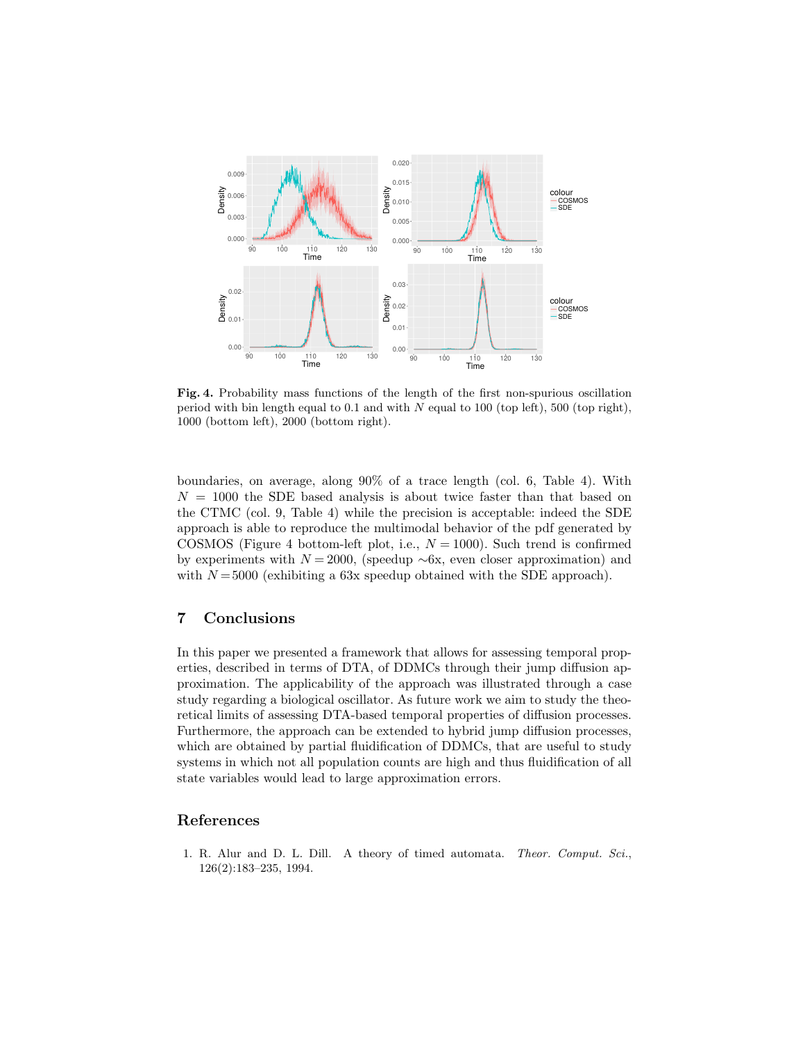**Fig. 4.** Probability mass functions of the length of the first non-spurious oscillation period with bin length equal to 0.1 and with $N$ equal to 100 (top left), 500 (top right), 1000 (bottom left), 2000 (bottom right).

boundaries, on average, along 90% of a trace length (col. 6, Table 4). With $N = 1000$ the SDE based analysis is about twice faster than that based on the CTMC (col. 9, Table 4) while the precision is acceptable: indeed the SDE approach is able to reproduce the multimodal behavior of the pdf generated by COSMOS (Figure 4 bottom-left plot, i.e., $N = 1000$). Such trend is confirmed by experiments with $N = 2000$, (speedup $\sim$6x, even closer approximation) and with $N = 5000$ (exhibiting a 63x speedup obtained with the SDE approach).

## 7 Conclusions

In this paper we presented a framework that allows for assessing temporal properties, described in terms of DTA, of DDMCs through their jump diffusion approximation. The applicability of the approach was illustrated through a case study regarding a biological oscillator. As future work we aim to study the theoretical limits of assessing DTA-based temporal properties of diffusion processes. Furthermore, the approach can be extended to hybrid jump diffusion processes, which are obtained by partial fluidification of DDMCs, that are useful to study systems in which not all population counts are high and thus fluidification of all state variables would lead to large approximation errors.

## References

1. R. Alur and D. L. Dill. A theory of timed automata. *Theor. Comput. Sci.*, 126(2):183–235, 1994.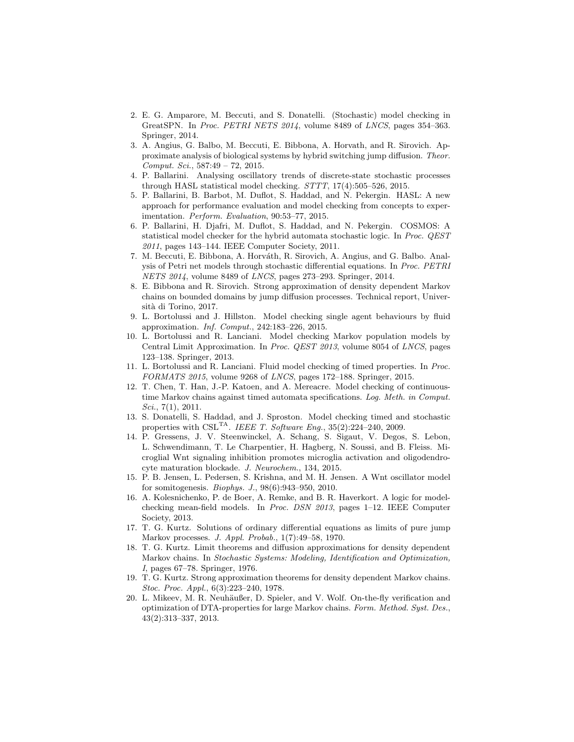2. E. G. Amparore, M. Beccuti, and S. Donatelli. (Stochastic) model checking in GreatSPN. In *Proc. PETRI NETS 2014*, volume 8489 of *LNCS*, pages 354–363. Springer, 2014.
3. A. Angius, G. Balbo, M. Beccuti, E. Bibbona, A. Horvath, and R. Sirovich. Approximate analysis of biological systems by hybrid switching jump diffusion. *Theor. Comput. Sci.*, 587:49 – 72, 2015.
4. P. Ballarini. Analysing oscillatory trends of discrete-state stochastic processes through HASL statistical model checking. *STTT*, 17(4):505–526, 2015.
5. P. Ballarini, B. Barbot, M. Duflot, S. Haddad, and N. Pekergin. HASL: A new approach for performance evaluation and model checking from concepts to experimentation. *Perform. Evaluation*, 90:53–77, 2015.
6. P. Ballarini, H. Djafri, M. Duflot, S. Haddad, and N. Pekergin. COSMOS: A statistical model checker for the hybrid automata stochastic logic. In *Proc. QEST 2011*, pages 143–144. IEEE Computer Society, 2011.
7. M. Beccuti, E. Bibbona, A. Horváth, R. Sirovich, A. Angius, and G. Balbo. Analysis of Petri net models through stochastic differential equations. In *Proc. PETRI NETS 2014*, volume 8489 of *LNCS*, pages 273–293. Springer, 2014.
8. E. Bibbona and R. Sirovich. Strong approximation of density dependent Markov chains on bounded domains by jump diffusion processes. Technical report, Università di Torino, 2017.
9. L. Bortolussi and J. Hillston. Model checking single agent behaviours by fluid approximation. *Inf. Comput.*, 242:183–226, 2015.
10. L. Bortolussi and R. Lanciani. Model checking Markov population models by Central Limit Approximation. In *Proc. QEST 2013*, volume 8054 of *LNCS*, pages 123–138. Springer, 2013.
11. L. Bortolussi and R. Lanciani. Fluid model checking of timed properties. In *Proc. FORMATS 2015*, volume 9268 of *LNCS*, pages 172–188. Springer, 2015.
12. T. Chen, T. Han, J.-P. Katoen, and A. Mereacre. Model checking of continuous-time Markov chains against timed automata specifications. *Log. Meth. in Comput. Sci.*, 7(1), 2011.
13. S. Donatelli, S. Haddad, and J. Sproston. Model checking timed and stochastic properties with $\text{CSL}^{\text{TA}}$. *IEEE T. Software Eng.*, 35(2):224–240, 2009.
14. P. Gressens, J. V. Steenwinckel, A. Schang, S. Sigaut, V. Degos, S. Lebon, L. Schwendimann, T. Le Charpentier, H. Hagberg, N. Soussi, and B. Fleiss. Microglial Wnt signaling inhibition promotes microglia activation and oligodendrocyte maturation blockade. *J. Neurochem.*, 134, 2015.
15. P. B. Jensen, L. Pedersen, S. Krishna, and M. H. Jensen. A Wnt oscillator model for somitogenesis. *Biophys. J.*, 98(6):943–950, 2010.
16. A. Kolesnichenko, P. de Boer, A. Remke, and B. R. Haverkort. A logic for model-checking mean-field models. In *Proc. DSN 2013*, pages 1–12. IEEE Computer Society, 2013.
17. T. G. Kurtz. Solutions of ordinary differential equations as limits of pure jump Markov processes. *J. Appl. Probab.*, 1(7):49–58, 1970.
18. T. G. Kurtz. Limit theorems and diffusion approximations for density dependent Markov chains. In *Stochastic Systems: Modeling, Identification and Optimization, I*, pages 67–78. Springer, 1976.
19. T. G. Kurtz. Strong approximation theorems for density dependent Markov chains. *Stoc. Proc. Appl.*, 6(3):223–240, 1978.
20. L. Mikeev, M. R. Neuhäußer, D. Spieler, and V. Wolf. On-the-fly verification and optimization of DTA-properties for large Markov chains. *Form. Method. Syst. Des.*, 43(2):313–337, 2013.